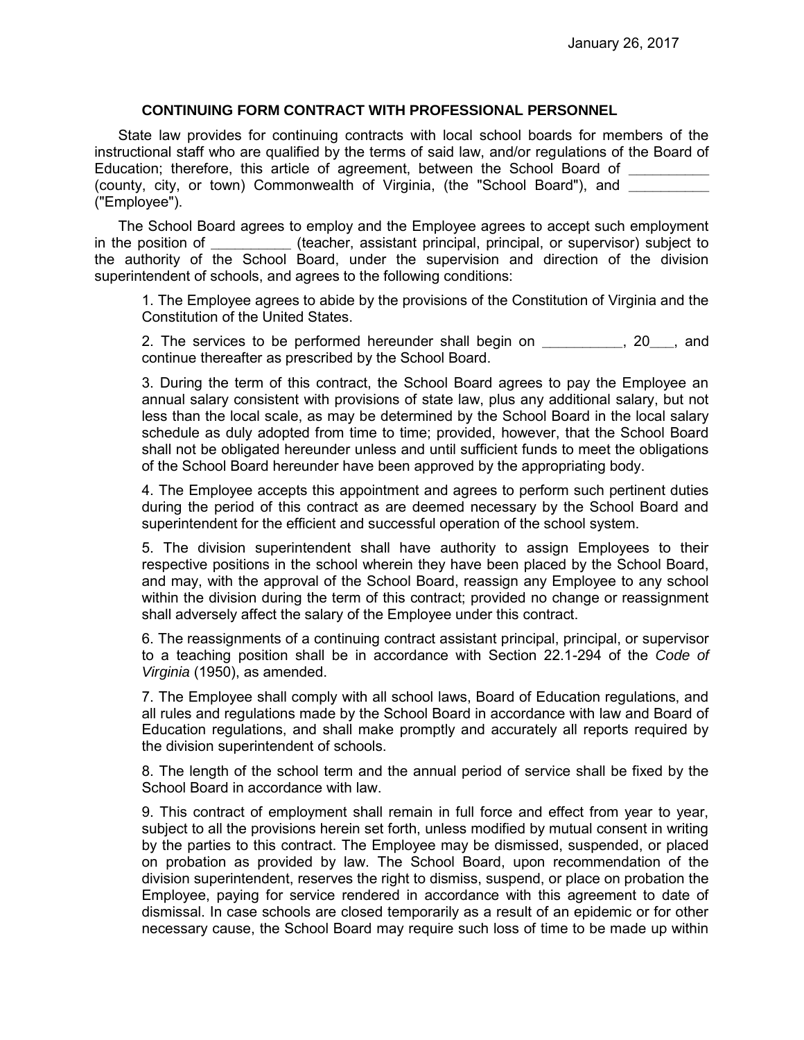January 26, 2017

## CONTINUING FORM CONTRACT WITH PROFESSIONAL PERSONNEL

State law provides for continuing contracts with local school boards for members of the instructional staff who are qualified by the terms of said law, and/or regulations of the Board of Education; therefore, this article of agreement, between the School Board of __________ (county, city, or town) Commonwealth of Virginia, (the "School Board"), and __________ ("Employee").

The School Board agrees to employ and the Employee agrees to accept such employment in the position of __________ (teacher, assistant principal, principal, or supervisor) subject to the authority of the School Board, under the supervision and direction of the division superintendent of schools, and agrees to the following conditions:

1. The Employee agrees to abide by the provisions of the Constitution of Virginia and the Constitution of the United States.

2. The services to be performed hereunder shall begin on __________, 20___, and continue thereafter as prescribed by the School Board.

3. During the term of this contract, the School Board agrees to pay the Employee an annual salary consistent with provisions of state law, plus any additional salary, but not less than the local scale, as may be determined by the School Board in the local salary schedule as duly adopted from time to time; provided, however, that the School Board shall not be obligated hereunder unless and until sufficient funds to meet the obligations of the School Board hereunder have been approved by the appropriating body.

4. The Employee accepts this appointment and agrees to perform such pertinent duties during the period of this contract as are deemed necessary by the School Board and superintendent for the efficient and successful operation of the school system.

5. The division superintendent shall have authority to assign Employees to their respective positions in the school wherein they have been placed by the School Board, and may, with the approval of the School Board, reassign any Employee to any school within the division during the term of this contract; provided no change or reassignment shall adversely affect the salary of the Employee under this contract.

6. The reassignments of a continuing contract assistant principal, principal, or supervisor to a teaching position shall be in accordance with Section 22.1-294 of the *Code of Virginia* (1950), as amended.

7. The Employee shall comply with all school laws, Board of Education regulations, and all rules and regulations made by the School Board in accordance with law and Board of Education regulations, and shall make promptly and accurately all reports required by the division superintendent of schools.

8. The length of the school term and the annual period of service shall be fixed by the School Board in accordance with law.

9. This contract of employment shall remain in full force and effect from year to year, subject to all the provisions herein set forth, unless modified by mutual consent in writing by the parties to this contract. The Employee may be dismissed, suspended, or placed on probation as provided by law. The School Board, upon recommendation of the division superintendent, reserves the right to dismiss, suspend, or place on probation the Employee, paying for service rendered in accordance with this agreement to date of dismissal. In case schools are closed temporarily as a result of an epidemic or for other necessary cause, the School Board may require such loss of time to be made up within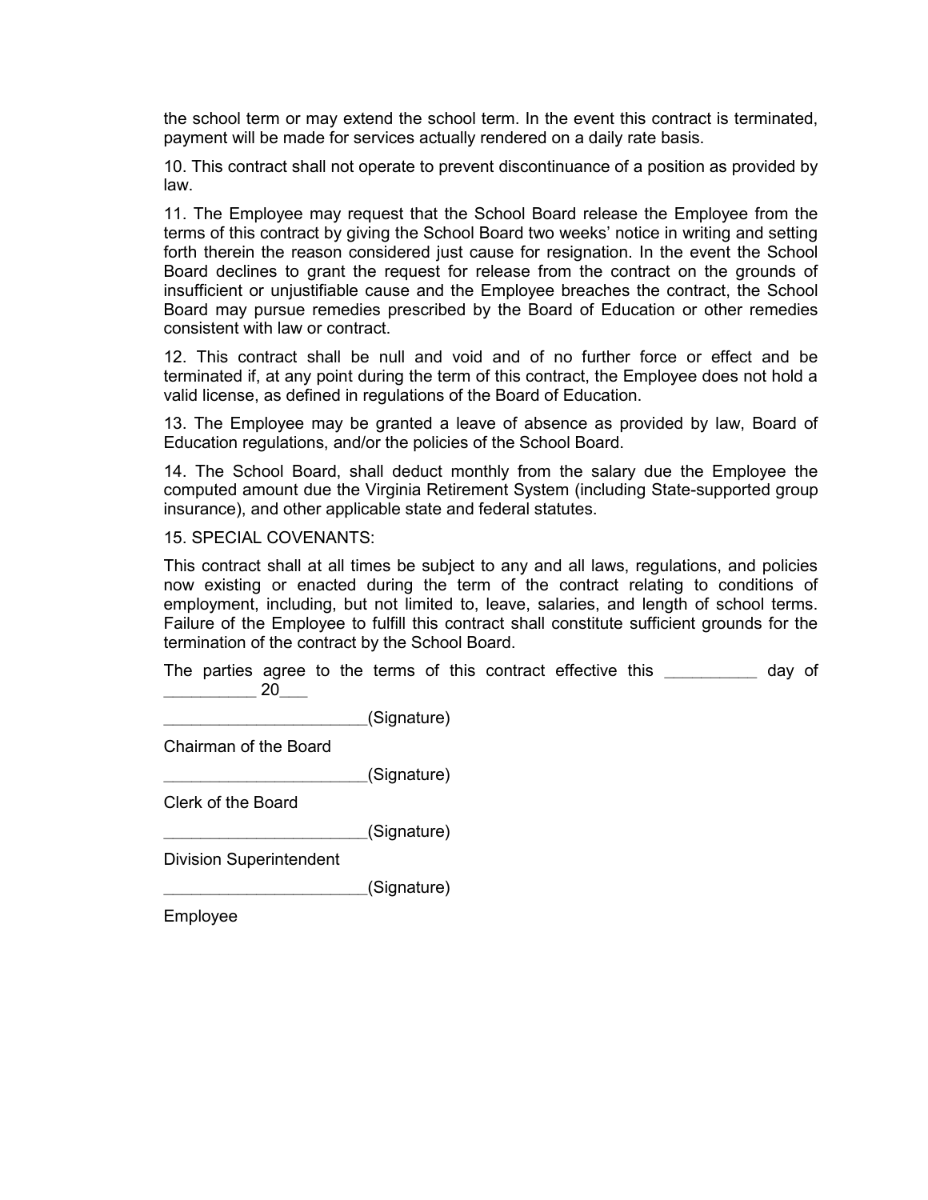the school term or may extend the school term. In the event this contract is terminated, payment will be made for services actually rendered on a daily rate basis.

10. This contract shall not operate to prevent discontinuance of a position as provided by law.

11. The Employee may request that the School Board release the Employee from the terms of this contract by giving the School Board two weeks' notice in writing and setting forth therein the reason considered just cause for resignation. In the event the School Board declines to grant the request for release from the contract on the grounds of insufficient or unjustifiable cause and the Employee breaches the contract, the School Board may pursue remedies prescribed by the Board of Education or other remedies consistent with law or contract.

12. This contract shall be null and void and of no further force or effect and be terminated if, at any point during the term of this contract, the Employee does not hold a valid license, as defined in regulations of the Board of Education.

13. The Employee may be granted a leave of absence as provided by law, Board of Education regulations, and/or the policies of the School Board.

14. The School Board, shall deduct monthly from the salary due the Employee the computed amount due the Virginia Retirement System (including State-supported group insurance), and other applicable state and federal statutes.

15. SPECIAL COVENANTS:

This contract shall at all times be subject to any and all laws, regulations, and policies now existing or enacted during the term of the contract relating to conditions of employment, including, but not limited to, leave, salaries, and length of school terms. Failure of the Employee to fulfill this contract shall constitute sufficient grounds for the termination of the contract by the School Board.

The parties agree to the terms of this contract effective this __________ day of __________ 20___

______________________(Signature)

Chairman of the Board

______________________(Signature)

Clerk of the Board

______________________(Signature)

Division Superintendent

______________________(Signature)

Employee